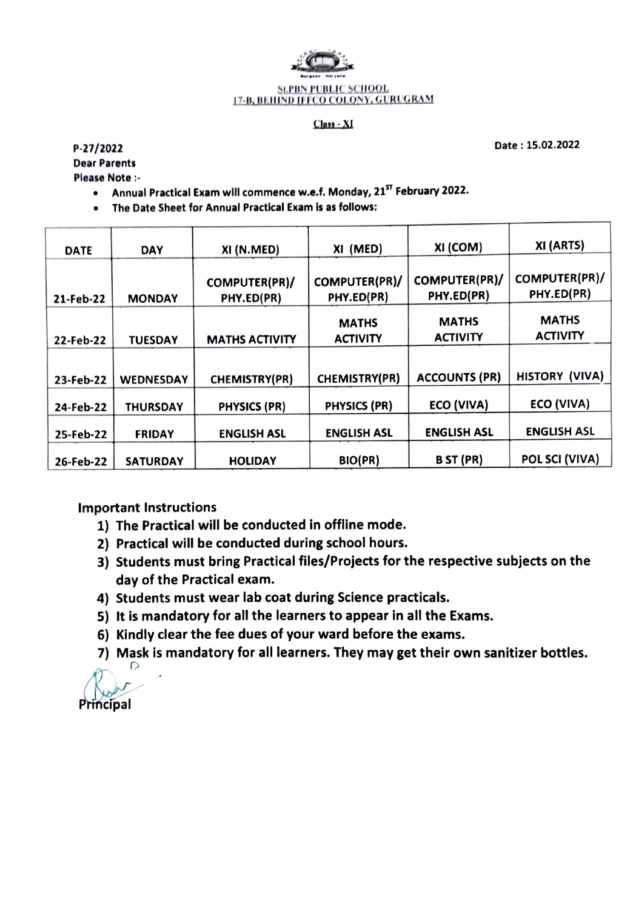**St.PBN PUBLIC SCHOOL**
**17-B, BEHIND IFFCO COLONY, GURUGRAM**

**Class - XI**

P-27/2022 Date : 15.02.2022

Dear Parents

Please Note :-

- Annual Practical Exam will commence w.e.f. Monday, 21[ST] February 2022.
- The Date Sheet for Annual Practical Exam is as follows:

| DATE | DAY | XI (N.MED) | XI (MED) | XI (COM) | XI (ARTS) |
|---|---|---|---|---|---|
| 21-Feb-22 | MONDAY | COMPUTER(PR)/ PHY.ED(PR) | COMPUTER(PR)/ PHY.ED(PR) | COMPUTER(PR)/ PHY.ED(PR) | COMPUTER(PR)/ PHY.ED(PR) |
| 22-Feb-22 | TUESDAY | MATHS ACTIVITY | MATHS ACTIVITY | MATHS ACTIVITY | MATHS ACTIVITY |
| 23-Feb-22 | WEDNESDAY | CHEMISTRY(PR) | CHEMISTRY(PR) | ACCOUNTS (PR) | HISTORY (VIVA) |
| 24-Feb-22 | THURSDAY | PHYSICS (PR) | PHYSICS (PR) | ECO (VIVA) | ECO (VIVA) |
| 25-Feb-22 | FRIDAY | ENGLISH ASL | ENGLISH ASL | ENGLISH ASL | ENGLISH ASL |
| 26-Feb-22 | SATURDAY | HOLIDAY | BIO(PR) | B ST (PR) | POL SCI (VIVA) |

**Important Instructions**

1) The Practical will be conducted in offline mode.
2) Practical will be conducted during school hours.
3) Students must bring Practical files/Projects for the respective subjects on the day of the Practical exam.
4) Students must wear lab coat during Science practicals.
5) It is mandatory for all the learners to appear in all the Exams.
6) Kindly clear the fee dues of your ward before the exams.
7) Mask is mandatory for all learners. They may get their own sanitizer bottles.

Principal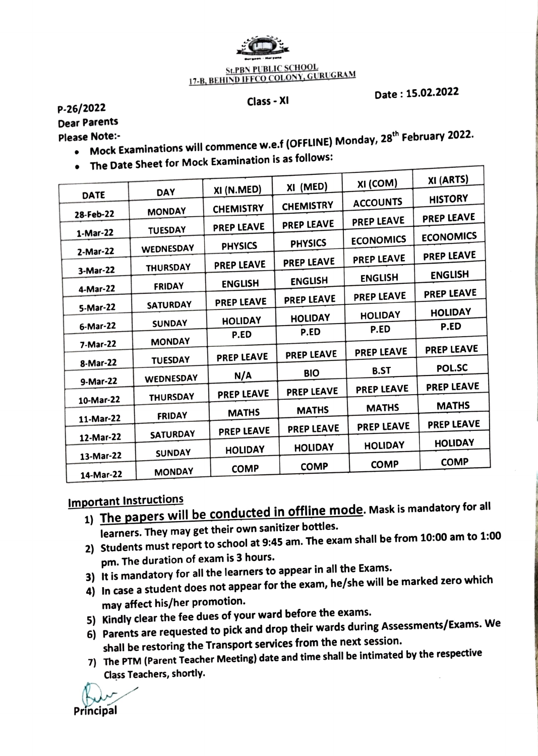St.PBN PUBLIC SCHOOL
17-B, BEHIND IFFCO COLONY, GURUGRAM

P-26/2022

Class - XI

Date : 15.02.2022

Dear Parents

Please Note:-

- Mock Examinations will commence w.e.f (OFFLINE) Monday, 28th February 2022.
- The Date Sheet for Mock Examination is as follows:

| DATE | DAY | XI (N.MED) | XI (MED) | XI (COM) | XI (ARTS) |
|---|---|---|---|---|---|
| 28-Feb-22 | MONDAY | CHEMISTRY | CHEMISTRY | ACCOUNTS | HISTORY |
| 1-Mar-22 | TUESDAY | PREP LEAVE | PREP LEAVE | PREP LEAVE | PREP LEAVE |
| 2-Mar-22 | WEDNESDAY | PHYSICS | PHYSICS | ECONOMICS | ECONOMICS |
| 3-Mar-22 | THURSDAY | PREP LEAVE | PREP LEAVE | PREP LEAVE | PREP LEAVE |
| 4-Mar-22 | FRIDAY | ENGLISH | ENGLISH | ENGLISH | ENGLISH |
| 5-Mar-22 | SATURDAY | PREP LEAVE | PREP LEAVE | PREP LEAVE | PREP LEAVE |
| 6-Mar-22 | SUNDAY | HOLIDAY | HOLIDAY | HOLIDAY | HOLIDAY |
| 7-Mar-22 | MONDAY | P.ED | P.ED | P.ED | P.ED |
| 8-Mar-22 | TUESDAY | PREP LEAVE | PREP LEAVE | PREP LEAVE | PREP LEAVE |
| 9-Mar-22 | WEDNESDAY | N/A | BIO | B.ST | POL.SC |
| 10-Mar-22 | THURSDAY | PREP LEAVE | PREP LEAVE | PREP LEAVE | PREP LEAVE |
| 11-Mar-22 | FRIDAY | MATHS | MATHS | MATHS | MATHS |
| 12-Mar-22 | SATURDAY | PREP LEAVE | PREP LEAVE | PREP LEAVE | PREP LEAVE |
| 13-Mar-22 | SUNDAY | HOLIDAY | HOLIDAY | HOLIDAY | HOLIDAY |
| 14-Mar-22 | MONDAY | COMP | COMP | COMP | COMP |

**Important Instructions**

1) **The papers will be conducted in offline mode**. Mask is mandatory for all learners. They may get their own sanitizer bottles.
2) Students must report to school at 9:45 am. The exam shall be from 10:00 am to 1:00 pm. The duration of exam is 3 hours.
3) It is mandatory for all the learners to appear in all the Exams.
4) In case a student does not appear for the exam, he/she will be marked zero which may affect his/her promotion.
5) Kindly clear the fee dues of your ward before the exams.
6) Parents are requested to pick and drop their wards during Assessments/Exams. We shall be restoring the Transport services from the next session.
7) The PTM (Parent Teacher Meeting) date and time shall be intimated by the respective Class Teachers, shortly.

Principal